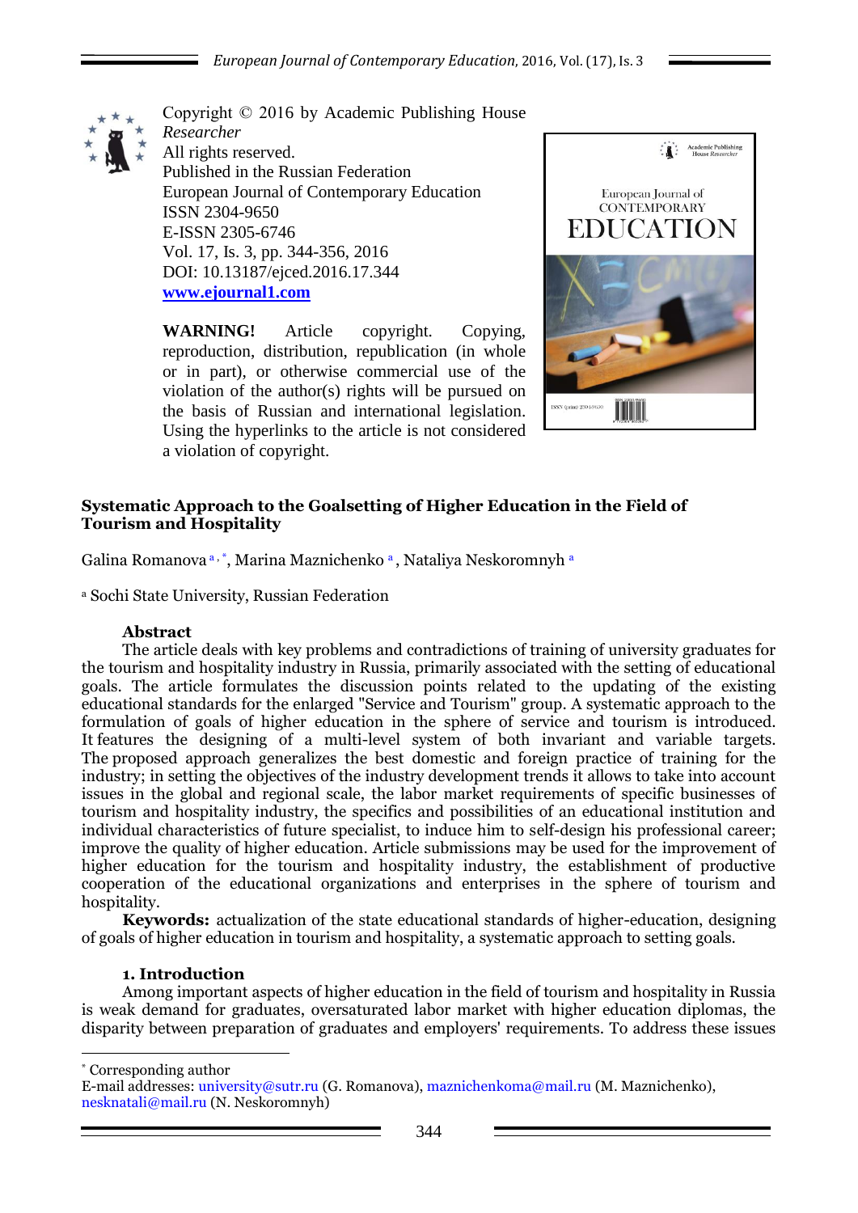Copyright © 2016 by Academic Publishing House *Researcher*
All rights reserved.
Published in the Russian Federation
European Journal of Contemporary Education
ISSN 2304-9650
E-ISSN 2305-6746
Vol. 17, Is. 3, pp. 344-356, 2016
DOI: 10.13187/ejced.2016.17.344
**www.ejournal1.com**

**WARNING!** Article copyright. Copying, reproduction, distribution, republication (in whole or in part), or otherwise commercial use of the violation of the author(s) rights will be pursued on the basis of Russian and international legislation. Using the hyperlinks to the article is not considered a violation of copyright.

# Systematic Approach to the Goalsetting of Higher Education in the Field of Tourism and Hospitality

Galina Romanova [a,*], Marina Maznichenko [a], Nataliya Neskoromnyh [a]

[a] Sochi State University, Russian Federation

## Abstract

The article deals with key problems and contradictions of training of university graduates for the tourism and hospitality industry in Russia, primarily associated with the setting of educational goals. The article formulates the discussion points related to the updating of the existing educational standards for the enlarged "Service and Tourism" group. A systematic approach to the formulation of goals of higher education in the sphere of service and tourism is introduced. It features the designing of a multi-level system of both invariant and variable targets. The proposed approach generalizes the best domestic and foreign practice of training for the industry; in setting the objectives of the industry development trends it allows to take into account issues in the global and regional scale, the labor market requirements of specific businesses of tourism and hospitality industry, the specifics and possibilities of an educational institution and individual characteristics of future specialist, to induce him to self-design his professional career; improve the quality of higher education. Article submissions may be used for the improvement of higher education for the tourism and hospitality industry, the establishment of productive cooperation of the educational organizations and enterprises in the sphere of tourism and hospitality.

**Keywords:** actualization of the state educational standards of higher-education, designing of goals of higher education in tourism and hospitality, a systematic approach to setting goals.

## 1. Introduction

Among important aspects of higher education in the field of tourism and hospitality in Russia is weak demand for graduates, oversaturated labor market with higher education diplomas, the disparity between preparation of graduates and employers' requirements. To address these issues

---

[*] Corresponding author
E-mail addresses: university@sutr.ru (G. Romanova), maznichenkoma@mail.ru (M. Maznichenko), nesknatali@mail.ru (N. Neskoromnyh)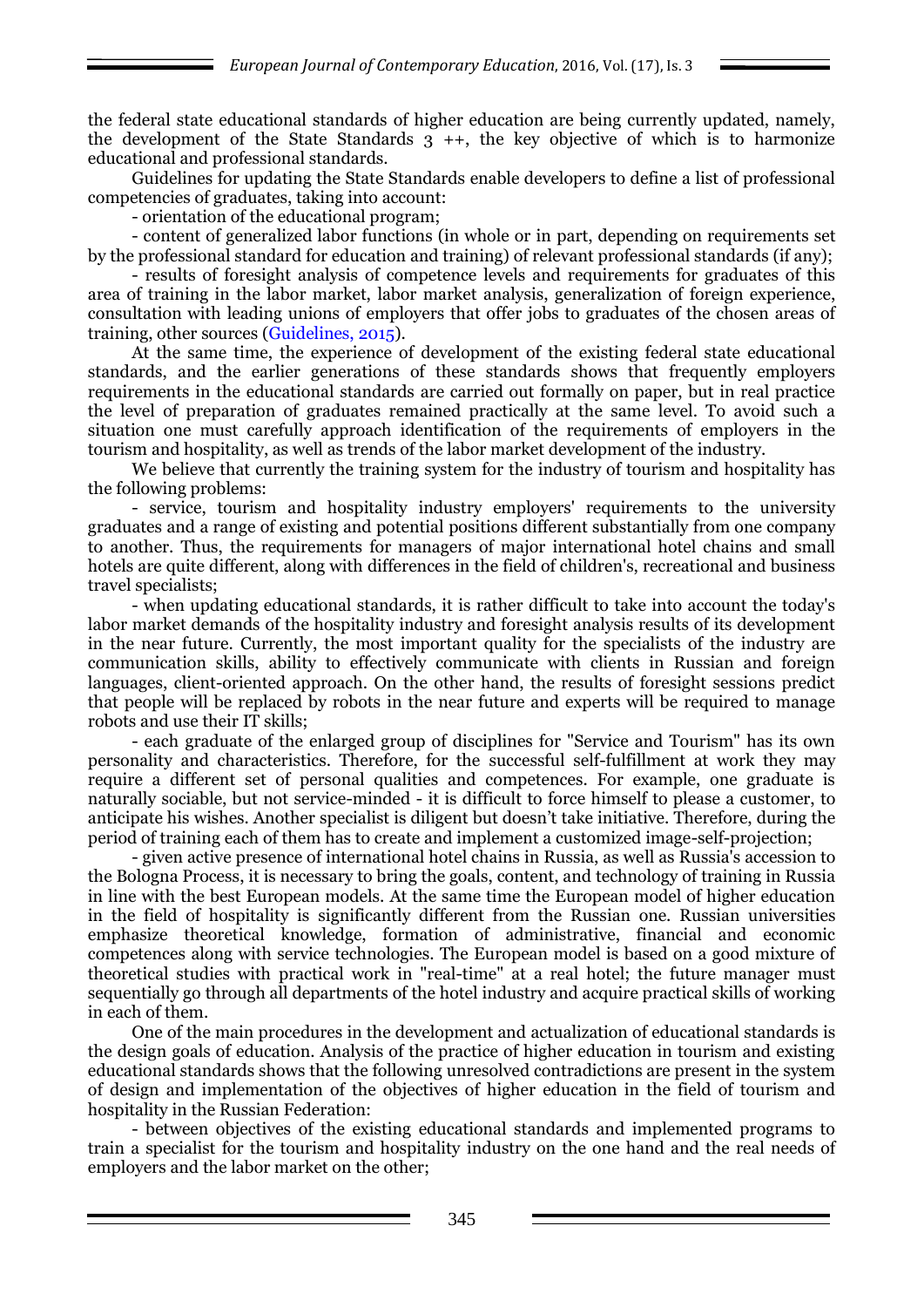the federal state educational standards of higher education are being currently updated, namely, the development of the State Standards 3 ++, the key objective of which is to harmonize educational and professional standards.

Guidelines for updating the State Standards enable developers to define a list of professional competencies of graduates, taking into account:

- orientation of the educational program;
- content of generalized labor functions (in whole or in part, depending on requirements set by the professional standard for education and training) of relevant professional standards (if any);
- results of foresight analysis of competence levels and requirements for graduates of this area of training in the labor market, labor market analysis, generalization of foreign experience, consultation with leading unions of employers that offer jobs to graduates of the chosen areas of training, other sources (Guidelines, 2015).

At the same time, the experience of development of the existing federal state educational standards, and the earlier generations of these standards shows that frequently employers requirements in the educational standards are carried out formally on paper, but in real practice the level of preparation of graduates remained practically at the same level. To avoid such a situation one must carefully approach identification of the requirements of employers in the tourism and hospitality, as well as trends of the labor market development of the industry.

We believe that currently the training system for the industry of tourism and hospitality has the following problems:

- service, tourism and hospitality industry employers' requirements to the university graduates and a range of existing and potential positions different substantially from one company to another. Thus, the requirements for managers of major international hotel chains and small hotels are quite different, along with differences in the field of children's, recreational and business travel specialists;
- when updating educational standards, it is rather difficult to take into account the today's labor market demands of the hospitality industry and foresight analysis results of its development in the near future. Currently, the most important quality for the specialists of the industry are communication skills, ability to effectively communicate with clients in Russian and foreign languages, client-oriented approach. On the other hand, the results of foresight sessions predict that people will be replaced by robots in the near future and experts will be required to manage robots and use their IT skills;
- each graduate of the enlarged group of disciplines for "Service and Tourism" has its own personality and characteristics. Therefore, for the successful self-fulfillment at work they may require a different set of personal qualities and competences. For example, one graduate is naturally sociable, but not service-minded - it is difficult to force himself to please a customer, to anticipate his wishes. Another specialist is diligent but doesn't take initiative. Therefore, during the period of training each of them has to create and implement a customized image-self-projection;
- given active presence of international hotel chains in Russia, as well as Russia's accession to the Bologna Process, it is necessary to bring the goals, content, and technology of training in Russia in line with the best European models. At the same time the European model of higher education in the field of hospitality is significantly different from the Russian one. Russian universities emphasize theoretical knowledge, formation of administrative, financial and economic competences along with service technologies. The European model is based on a good mixture of theoretical studies with practical work in "real-time" at a real hotel; the future manager must sequentially go through all departments of the hotel industry and acquire practical skills of working in each of them.

One of the main procedures in the development and actualization of educational standards is the design goals of education. Analysis of the practice of higher education in tourism and existing educational standards shows that the following unresolved contradictions are present in the system of design and implementation of the objectives of higher education in the field of tourism and hospitality in the Russian Federation:

- between objectives of the existing educational standards and implemented programs to train a specialist for the tourism and hospitality industry on the one hand and the real needs of employers and the labor market on the other;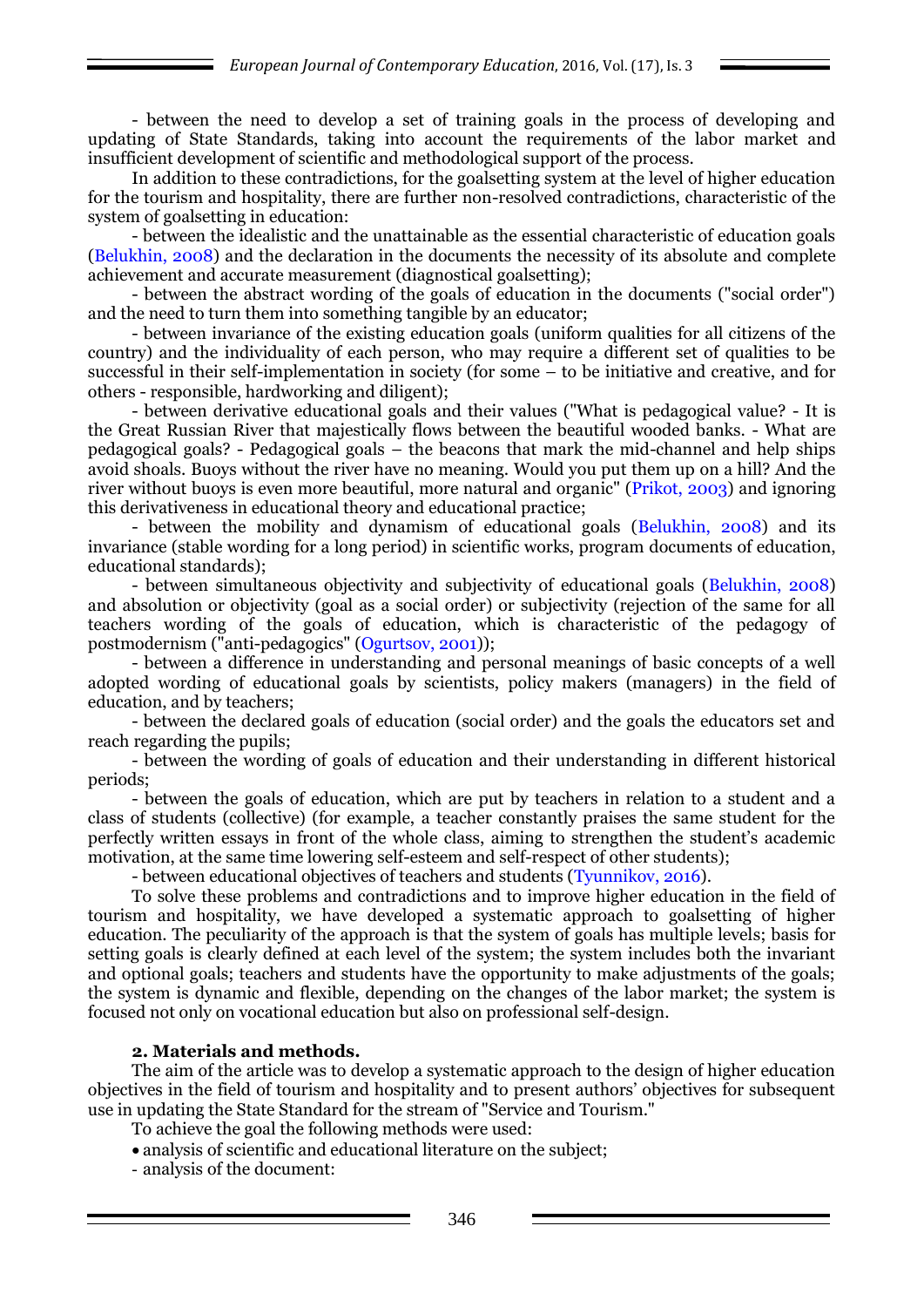- between the need to develop a set of training goals in the process of developing and updating of State Standards, taking into account the requirements of the labor market and insufficient development of scientific and methodological support of the process.

In addition to these contradictions, for the goalsetting system at the level of higher education for the tourism and hospitality, there are further non-resolved contradictions, characteristic of the system of goalsetting in education:

- between the idealistic and the unattainable as the essential characteristic of education goals (Belukhin, 2008) and the declaration in the documents the necessity of its absolute and complete achievement and accurate measurement (diagnostical goalsetting);

- between the abstract wording of the goals of education in the documents ("social order") and the need to turn them into something tangible by an educator;

- between invariance of the existing education goals (uniform qualities for all citizens of the country) and the individuality of each person, who may require a different set of qualities to be successful in their self-implementation in society (for some – to be initiative and creative, and for others - responsible, hardworking and diligent);

- between derivative educational goals and their values ("What is pedagogical value? - It is the Great Russian River that majestically flows between the beautiful wooded banks. - What are pedagogical goals? - Pedagogical goals – the beacons that mark the mid-channel and help ships avoid shoals. Buoys without the river have no meaning. Would you put them up on a hill? And the river without buoys is even more beautiful, more natural and organic" (Prikot, 2003) and ignoring this derivativeness in educational theory and educational practice;

- between the mobility and dynamism of educational goals (Belukhin, 2008) and its invariance (stable wording for a long period) in scientific works, program documents of education, educational standards);

- between simultaneous objectivity and subjectivity of educational goals (Belukhin, 2008) and absolution or objectivity (goal as a social order) or subjectivity (rejection of the same for all teachers wording of the goals of education, which is characteristic of the pedagogy of postmodernism ("anti-pedagogics" (Ogurtsov, 2001));

- between a difference in understanding and personal meanings of basic concepts of a well adopted wording of educational goals by scientists, policy makers (managers) in the field of education, and by teachers;

- between the declared goals of education (social order) and the goals the educators set and reach regarding the pupils;

- between the wording of goals of education and their understanding in different historical periods;

- between the goals of education, which are put by teachers in relation to a student and a class of students (collective) (for example, a teacher constantly praises the same student for the perfectly written essays in front of the whole class, aiming to strengthen the student's academic motivation, at the same time lowering self-esteem and self-respect of other students);

- between educational objectives of teachers and students (Tyunnikov, 2016).

To solve these problems and contradictions and to improve higher education in the field of tourism and hospitality, we have developed a systematic approach to goalsetting of higher education. The peculiarity of the approach is that the system of goals has multiple levels; basis for setting goals is clearly defined at each level of the system; the system includes both the invariant and optional goals; teachers and students have the opportunity to make adjustments of the goals; the system is dynamic and flexible, depending on the changes of the labor market; the system is focused not only on vocational education but also on professional self-design.

### 2. Materials and methods.

The aim of the article was to develop a systematic approach to the design of higher education objectives in the field of tourism and hospitality and to present authors' objectives for subsequent use in updating the State Standard for the stream of "Service and Tourism."

To achieve the goal the following methods were used:

- analysis of scientific and educational literature on the subject;

- analysis of the document: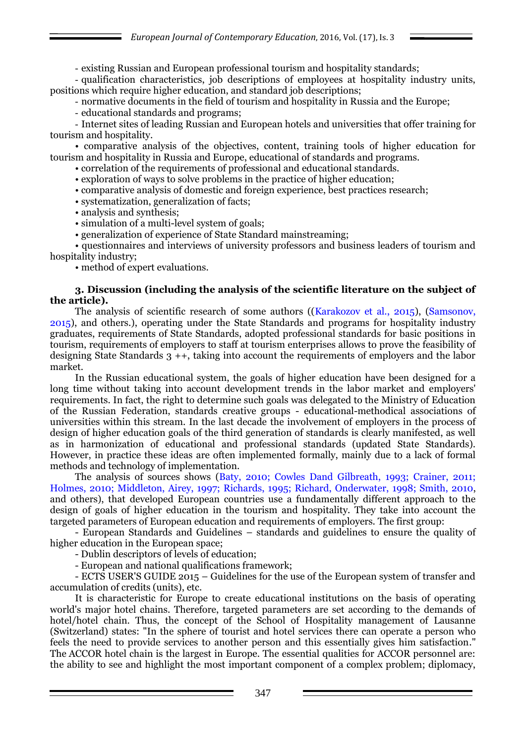- existing Russian and European professional tourism and hospitality standards;

- qualification characteristics, job descriptions of employees at hospitality industry units, positions which require higher education, and standard job descriptions;

- normative documents in the field of tourism and hospitality in Russia and the Europe;

- educational standards and programs;

- Internet sites of leading Russian and European hotels and universities that offer training for tourism and hospitality.

• comparative analysis of the objectives, content, training tools of higher education for tourism and hospitality in Russia and Europe, educational of standards and programs.

• correlation of the requirements of professional and educational standards.

• exploration of ways to solve problems in the practice of higher education;

• comparative analysis of domestic and foreign experience, best practices research;

• systematization, generalization of facts;

• analysis and synthesis;

• simulation of a multi-level system of goals;

• generalization of experience of State Standard mainstreaming;

• questionnaires and interviews of university professors and business leaders of tourism and hospitality industry;

• method of expert evaluations.

### 3. Discussion (including the analysis of the scientific literature on the subject of the article).

The analysis of scientific research of some authors ((Karakozov et al., 2015), (Samsonov, 2015), and others.), operating under the State Standards and programs for hospitality industry graduates, requirements of State Standards, adopted professional standards for basic positions in tourism, requirements of employers to staff at tourism enterprises allows to prove the feasibility of designing State Standards 3 ++, taking into account the requirements of employers and the labor market.

In the Russian educational system, the goals of higher education have been designed for a long time without taking into account development trends in the labor market and employers' requirements. In fact, the right to determine such goals was delegated to the Ministry of Education of the Russian Federation, standards creative groups - educational-methodical associations of universities within this stream. In the last decade the involvement of employers in the process of design of higher education goals of the third generation of standards is clearly manifested, as well as in harmonization of educational and professional standards (updated State Standards). However, in practice these ideas are often implemented formally, mainly due to a lack of formal methods and technology of implementation.

The analysis of sources shows (Baty, 2010; Cowles Dand Gilbreath, 1993; Crainer, 2011; Holmes, 2010; Middleton, Airey, 1997; Richards, 1995; Richard, Onderwater, 1998; Smith, 2010, and others), that developed European countries use a fundamentally different approach to the design of goals of higher education in the tourism and hospitality. They take into account the targeted parameters of European education and requirements of employers. The first group:

- European Standards and Guidelines – standards and guidelines to ensure the quality of higher education in the European space;

- Dublin descriptors of levels of education;

- European and national qualifications framework;

- ECTS USER'S GUIDE 2015 – Guidelines for the use of the European system of transfer and accumulation of credits (units), etc.

It is characteristic for Europe to create educational institutions on the basis of operating world's major hotel chains. Therefore, targeted parameters are set according to the demands of hotel/hotel chain. Thus, the concept of the School of Hospitality management of Lausanne (Switzerland) states: "In the sphere of tourist and hotel services there can operate a person who feels the need to provide services to another person and this essentially gives him satisfaction." The ACCOR hotel chain is the largest in Europe. The essential qualities for ACCOR personnel are: the ability to see and highlight the most important component of a complex problem; diplomacy,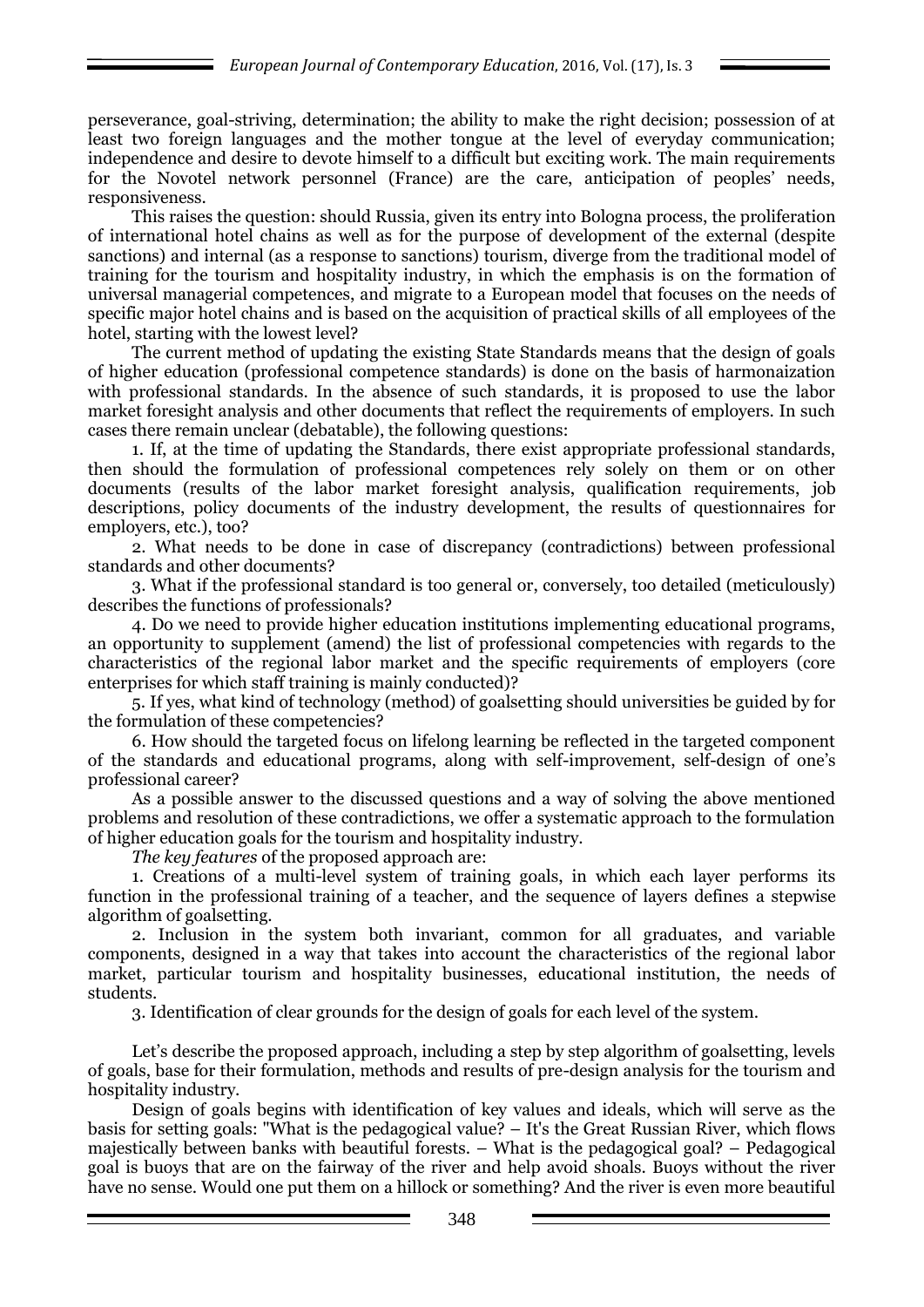perseverance, goal-striving, determination; the ability to make the right decision; possession of at least two foreign languages and the mother tongue at the level of everyday communication; independence and desire to devote himself to a difficult but exciting work. The main requirements for the Novotel network personnel (France) are the care, anticipation of peoples' needs, responsiveness.

This raises the question: should Russia, given its entry into Bologna process, the proliferation of international hotel chains as well as for the purpose of development of the external (despite sanctions) and internal (as a response to sanctions) tourism, diverge from the traditional model of training for the tourism and hospitality industry, in which the emphasis is on the formation of universal managerial competences, and migrate to a European model that focuses on the needs of specific major hotel chains and is based on the acquisition of practical skills of all employees of the hotel, starting with the lowest level?

The current method of updating the existing State Standards means that the design of goals of higher education (professional competence standards) is done on the basis of harmonaization with professional standards. In the absence of such standards, it is proposed to use the labor market foresight analysis and other documents that reflect the requirements of employers. In such cases there remain unclear (debatable), the following questions:

1. If, at the time of updating the Standards, there exist appropriate professional standards, then should the formulation of professional competences rely solely on them or on other documents (results of the labor market foresight analysis, qualification requirements, job descriptions, policy documents of the industry development, the results of questionnaires for employers, etc.), too?

2. What needs to be done in case of discrepancy (contradictions) between professional standards and other documents?

3. What if the professional standard is too general or, conversely, too detailed (meticulously) describes the functions of professionals?

4. Do we need to provide higher education institutions implementing educational programs, an opportunity to supplement (amend) the list of professional competencies with regards to the characteristics of the regional labor market and the specific requirements of employers (core enterprises for which staff training is mainly conducted)?

5. If yes, what kind of technology (method) of goalsetting should universities be guided by for the formulation of these competencies?

6. How should the targeted focus on lifelong learning be reflected in the targeted component of the standards and educational programs, along with self-improvement, self-design of one's professional career?

As a possible answer to the discussed questions and a way of solving the above mentioned problems and resolution of these contradictions, we offer a systematic approach to the formulation of higher education goals for the tourism and hospitality industry.

*The key features* of the proposed approach are:

1. Creations of a multi-level system of training goals, in which each layer performs its function in the professional training of a teacher, and the sequence of layers defines a stepwise algorithm of goalsetting.

2. Inclusion in the system both invariant, common for all graduates, and variable components, designed in a way that takes into account the characteristics of the regional labor market, particular tourism and hospitality businesses, educational institution, the needs of students.

3. Identification of clear grounds for the design of goals for each level of the system.

Let's describe the proposed approach, including a step by step algorithm of goalsetting, levels of goals, base for their formulation, methods and results of pre-design analysis for the tourism and hospitality industry.

Design of goals begins with identification of key values and ideals, which will serve as the basis for setting goals: "What is the pedagogical value? – It's the Great Russian River, which flows majestically between banks with beautiful forests. – What is the pedagogical goal? – Pedagogical goal is buoys that are on the fairway of the river and help avoid shoals. Buoys without the river have no sense. Would one put them on a hillock or something? And the river is even more beautiful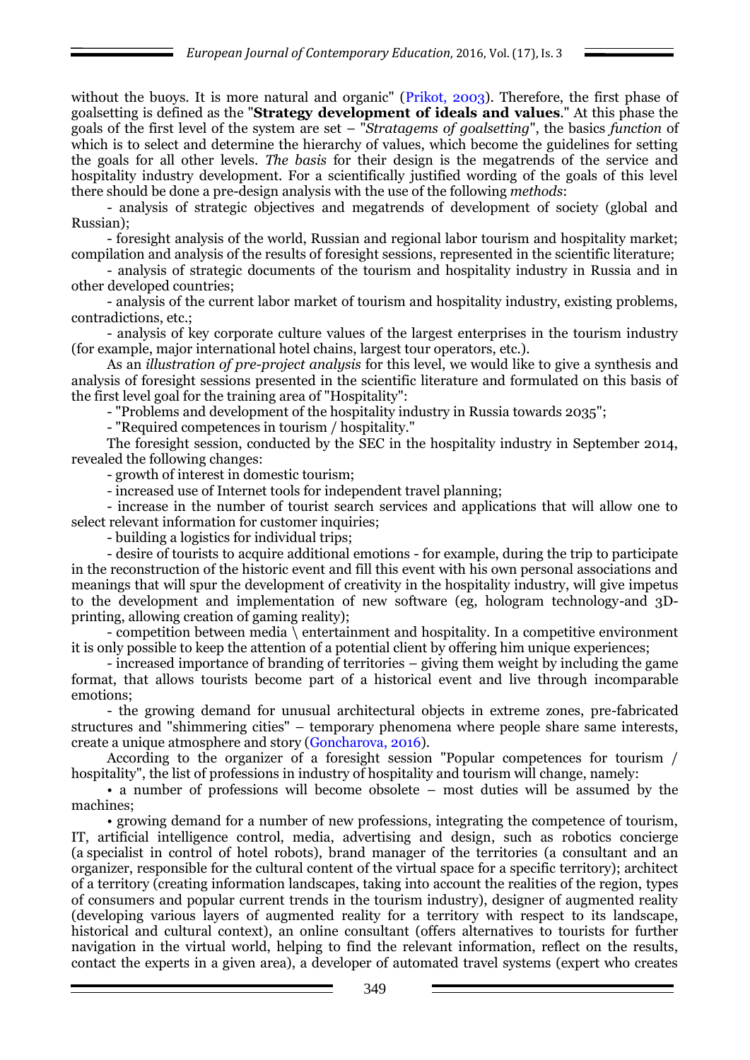without the buoys. It is more natural and organic" (Prikot, 2003). Therefore, the first phase of goalsetting is defined as the "**Strategy development of ideals and values**." At this phase the goals of the first level of the system are set – "*Stratagems of goalsetting*", the basics *function* of which is to select and determine the hierarchy of values, which become the guidelines for setting the goals for all other levels. *The basis* for their design is the megatrends of the service and hospitality industry development. For a scientifically justified wording of the goals of this level there should be done a pre-design analysis with the use of the following *methods*:

- analysis of strategic objectives and megatrends of development of society (global and Russian);
- foresight analysis of the world, Russian and regional labor tourism and hospitality market; compilation and analysis of the results of foresight sessions, represented in the scientific literature;
- analysis of strategic documents of the tourism and hospitality industry in Russia and in other developed countries;
- analysis of the current labor market of tourism and hospitality industry, existing problems, contradictions, etc.;
- analysis of key corporate culture values of the largest enterprises in the tourism industry (for example, major international hotel chains, largest tour operators, etc.).

As an *illustration of pre-project analysis* for this level, we would like to give a synthesis and analysis of foresight sessions presented in the scientific literature and formulated on this basis of the first level goal for the training area of "Hospitality":

- "Problems and development of the hospitality industry in Russia towards 2035";
- "Required competences in tourism / hospitality."

The foresight session, conducted by the SEC in the hospitality industry in September 2014, revealed the following changes:

- growth of interest in domestic tourism;
- increased use of Internet tools for independent travel planning;
- increase in the number of tourist search services and applications that will allow one to select relevant information for customer inquiries;
- building a logistics for individual trips;
- desire of tourists to acquire additional emotions - for example, during the trip to participate in the reconstruction of the historic event and fill this event with his own personal associations and meanings that will spur the development of creativity in the hospitality industry, will give impetus to the development and implementation of new software (eg, hologram technology-and 3D-printing, allowing creation of gaming reality);
- competition between media \ entertainment and hospitality. In a competitive environment it is only possible to keep the attention of a potential client by offering him unique experiences;
- increased importance of branding of territories – giving them weight by including the game format, that allows tourists become part of a historical event and live through incomparable emotions;
- the growing demand for unusual architectural objects in extreme zones, pre-fabricated structures and "shimmering cities" – temporary phenomena where people share same interests, create a unique atmosphere and story (Goncharova, 2016).

According to the organizer of a foresight session "Popular competences for tourism / hospitality", the list of professions in industry of hospitality and tourism will change, namely:

• a number of professions will become obsolete – most duties will be assumed by the machines;

• growing demand for a number of new professions, integrating the competence of tourism, IT, artificial intelligence control, media, advertising and design, such as robotics concierge (a specialist in control of hotel robots), brand manager of the territories (a consultant and an organizer, responsible for the cultural content of the virtual space for a specific territory); architect of a territory (creating information landscapes, taking into account the realities of the region, types of consumers and popular current trends in the tourism industry), designer of augmented reality (developing various layers of augmented reality for a territory with respect to its landscape, historical and cultural context), an online consultant (offers alternatives to tourists for further navigation in the virtual world, helping to find the relevant information, reflect on the results, contact the experts in a given area), a developer of automated travel systems (expert who creates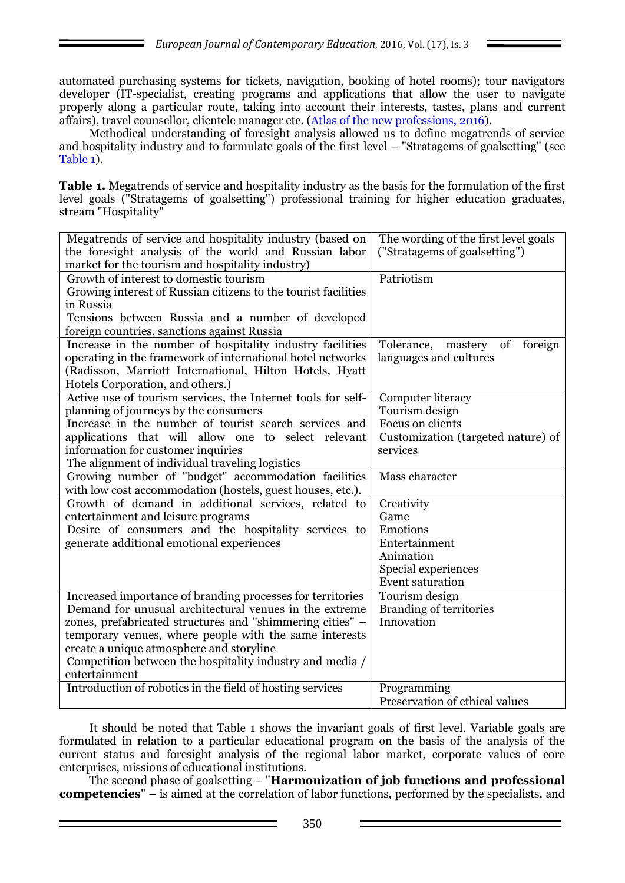automated purchasing systems for tickets, navigation, booking of hotel rooms); tour navigators developer (IT-specialist, creating programs and applications that allow the user to navigate properly along a particular route, taking into account their interests, tastes, plans and current affairs), travel counsellor, clientele manager etc. (Atlas of the new professions, 2016).

Methodical understanding of foresight analysis allowed us to define megatrends of service and hospitality industry and to formulate goals of the first level – "Stratagems of goalsetting" (see Table 1).

**Table 1.** Megatrends of service and hospitality industry as the basis for the formulation of the first level goals ("Stratagems of goalsetting") professional training for higher education graduates, stream "Hospitality"

| Megatrends of service and hospitality industry (based on the foresight analysis of the world and Russian labor market for the tourism and hospitality industry) | The wording of the first level goals ("Stratagems of goalsetting") |
|---|---|
| Growth of interest to domestic tourism<br>Growing interest of Russian citizens to the tourist facilities in Russia<br>Tensions between Russia and a number of developed foreign countries, sanctions against Russia | Patriotism |
| Increase in the number of hospitality industry facilities operating in the framework of international hotel networks (Radisson, Marriott International, Hilton Hotels, Hyatt Hotels Corporation, and others.) | Tolerance, mastery of foreign languages and cultures |
| Active use of tourism services, the Internet tools for self-planning of journeys by the consumers<br>Increase in the number of tourist search services and applications that will allow one to select relevant information for customer inquiries<br>The alignment of individual traveling logistics | Computer literacy<br>Tourism design<br>Focus on clients<br>Customization (targeted nature) of services |
| Growing number of "budget" accommodation facilities with low cost accommodation (hostels, guest houses, etc.). | Mass character |
| Growth of demand in additional services, related to entertainment and leisure programs<br>Desire of consumers and the hospitality services to generate additional emotional experiences | Creativity<br>Game<br>Emotions<br>Entertainment<br>Animation<br>Special experiences<br>Event saturation |
| Increased importance of branding processes for territories<br>Demand for unusual architectural venues in the extreme zones, prefabricated structures and "shimmering cities" – temporary venues, where people with the same interests create a unique atmosphere and storyline<br>Competition between the hospitality industry and media / entertainment | Tourism design<br>Branding of territories<br>Innovation |
| Introduction of robotics in the field of hosting services | Programming<br>Preservation of ethical values |

It should be noted that Table 1 shows the invariant goals of first level. Variable goals are formulated in relation to a particular educational program on the basis of the analysis of the current status and foresight analysis of the regional labor market, corporate values of core enterprises, missions of educational institutions.

The second phase of goalsetting – "**Harmonization of job functions and professional competencies**" – is aimed at the correlation of labor functions, performed by the specialists, and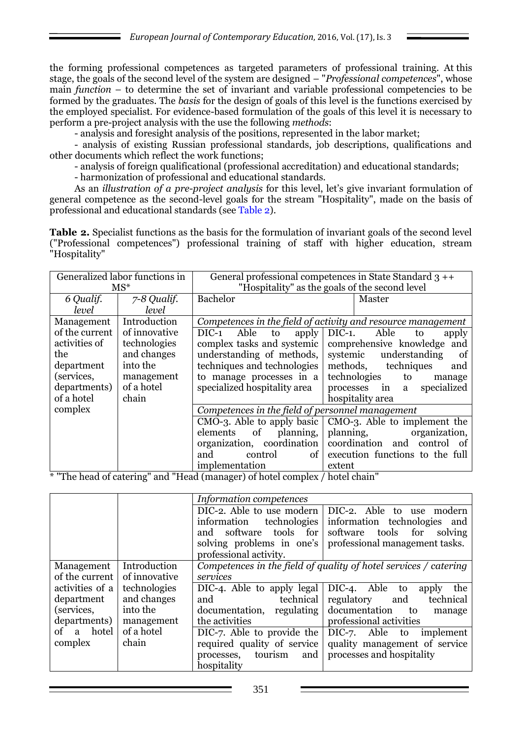the forming professional competences as targeted parameters of professional training. At this stage, the goals of the second level of the system are designed – "*Professional competences*", whose main *function* – to determine the set of invariant and variable professional competencies to be formed by the graduates. The *basis* for the design of goals of this level is the functions exercised by the employed specialist. For evidence-based formulation of the goals of this level it is necessary to perform a pre-project analysis with the use the following *methods*:

- analysis and foresight analysis of the positions, represented in the labor market;
- analysis of existing Russian professional standards, job descriptions, qualifications and other documents which reflect the work functions;
- analysis of foreign qualificational (professional accreditation) and educational standards;
- harmonization of professional and educational standards.

As an *illustration of a pre-project analysis* for this level, let's give invariant formulation of general competence as the second-level goals for the stream "Hospitality", made on the basis of professional and educational standards (see Table 2).

**Table 2.** Specialist functions as the basis for the formulation of invariant goals of the second level ("Professional competences") professional training of staff with higher education, stream "Hospitality"

| Generalized labor functions in MS* | | General professional competences in State Standard 3 ++ "Hospitality" as the goals of the second level | |
|---|---|---|---|
| *6 Qualif. level* | *7-8 Qualif. level* | Bachelor | Master |
| Management of the current activities of the department (services, departments) of a hotel complex | Introduction of innovative technologies and changes into the management of a hotel chain | *Competences in the field of activity and resource management* | |
| | | DIC-1 Able to apply complex tasks and systemic understanding of methods, techniques and technologies to manage processes in a specialized hospitality area | DIC-1. Able to apply comprehensive knowledge and systemic understanding of methods, techniques and technologies to manage processes in a specialized hospitality area |
| | | *Competences in the field of personnel management* | |
| | | CMO-3. Able to apply basic elements of planning, organization, coordination and control of implementation | CMO-3. Able to implement the planning, organization, coordination and control of execution functions to the full extent |
| | | *Information competences* | |
| | | DIC-2. Able to use modern information technologies and software tools for solving problems in one's professional activity. | DIC-2. Able to use modern information technologies and software tools for solving professional management tasks. |
| Management of the current activities of a department (services, departments) of a hotel complex | Introduction of innovative technologies and changes into the management of a hotel chain | *Competences in the field of quality of hotel services / catering services* | |
| | | DIC-4. Able to apply legal and technical documentation, regulating the activities | DIC-4. Able to apply the regulatory and technical documentation to manage professional activities |
| | | DIC-7. Able to provide the required quality of service processes, tourism and hospitality | DIC-7. Able to implement quality management of service processes and hospitality |

\* "The head of catering" and "Head (manager) of hotel complex / hotel chain"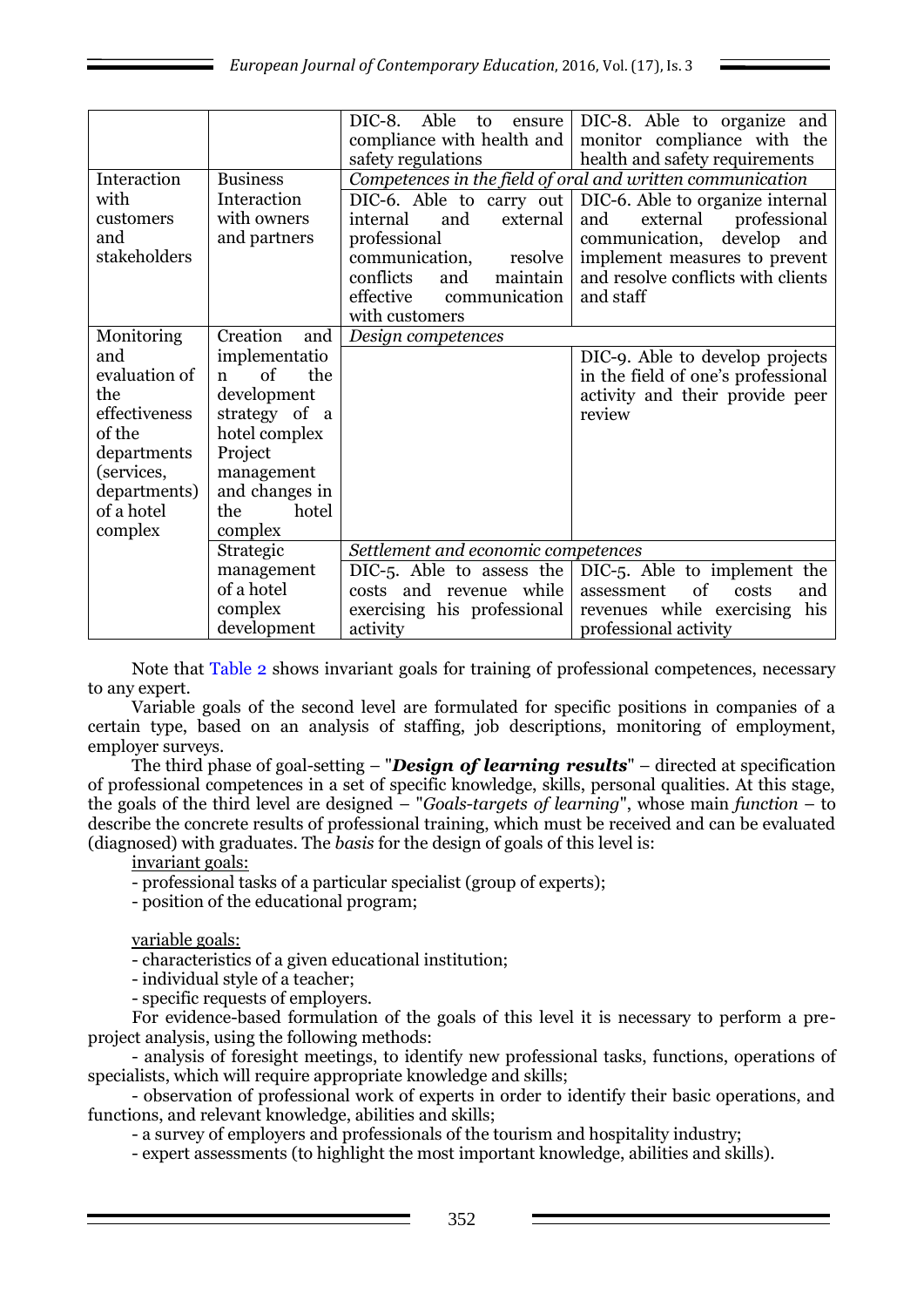| | | DIC-8. Able to ensure compliance with health and safety regulations | DIC-8. Able to organize and monitor compliance with the health and safety requirements |
|---|---|---|---|
| Interaction with customers and stakeholders | Business Interaction with owners and partners | *Competences in the field of oral and written communication* | |
| | | DIC-6. Able to carry out internal and external professional communication, resolve conflicts and maintain effective communication with customers | DIC-6. Able to organize internal and external professional communication, develop and implement measures to prevent and resolve conflicts with clients and staff |
| Monitoring and evaluation of the effectiveness of the departments (services, departments) of a hotel complex | Creation and implementation of the development strategy of a hotel complex Project management and changes in the hotel complex | *Design competences* | |
| | | | DIC-9. Able to develop projects in the field of one's professional activity and their provide peer review |
| | Strategic management of a hotel complex development | *Settlement and economic competences* | |
| | | DIC-5. Able to assess the costs and revenue while exercising his professional activity | DIC-5. Able to implement the assessment of costs and revenues while exercising his professional activity |

Note that Table 2 shows invariant goals for training of professional competences, necessary to any expert.

Variable goals of the second level are formulated for specific positions in companies of a certain type, based on an analysis of staffing, job descriptions, monitoring of employment, employer surveys.

The third phase of goal-setting – "***Design of learning results***" – directed at specification of professional competences in a set of specific knowledge, skills, personal qualities. At this stage, the goals of the third level are designed – "*Goals-targets of learning*", whose main *function* – to describe the concrete results of professional training, which must be received and can be evaluated (diagnosed) with graduates. The *basis* for the design of goals of this level is:

invariant goals:

- professional tasks of a particular specialist (group of experts);
- position of the educational program;

variable goals:

- characteristics of a given educational institution;
- individual style of a teacher;
- specific requests of employers.

For evidence-based formulation of the goals of this level it is necessary to perform a pre-project analysis, using the following methods:

- analysis of foresight meetings, to identify new professional tasks, functions, operations of specialists, which will require appropriate knowledge and skills;
- observation of professional work of experts in order to identify their basic operations, and functions, and relevant knowledge, abilities and skills;
- a survey of employers and professionals of the tourism and hospitality industry;
- expert assessments (to highlight the most important knowledge, abilities and skills).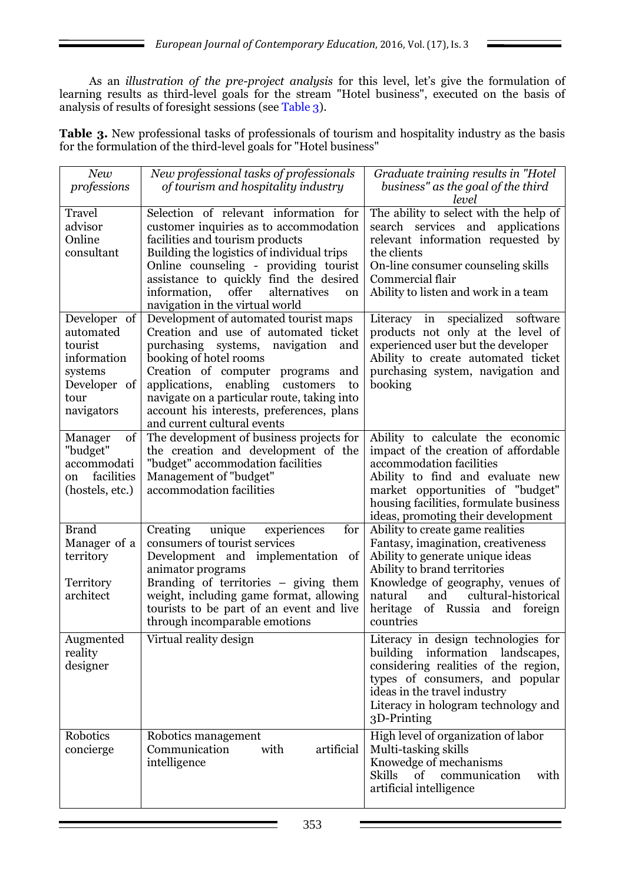As an *illustration of the pre-project analysis* for this level, let's give the formulation of learning results as third-level goals for the stream "Hotel business", executed on the basis of analysis of results of foresight sessions (see Table 3).

**Table 3.** New professional tasks of professionals of tourism and hospitality industry as the basis for the formulation of the third-level goals for "Hotel business"

| *New professions* | *New professional tasks of professionals of tourism and hospitality industry* | *Graduate training results in "Hotel business" as the goal of the third level* |
|---|---|---|
| Travel advisor<br>Online consultant | Selection of relevant information for customer inquiries as to accommodation facilities and tourism products<br>Building the logistics of individual trips<br>Online counseling - providing tourist assistance to quickly find the desired information, offer alternatives on navigation in the virtual world | The ability to select with the help of search services and applications relevant information requested by the clients<br>On-line consumer counseling skills<br>Commercial flair<br>Ability to listen and work in a team |
| Developer of automated tourist information systems<br>Developer of tour navigators | Development of automated tourist maps<br>Creation and use of automated ticket purchasing systems, navigation and booking of hotel rooms<br>Creation of computer programs and applications, enabling customers to navigate on a particular route, taking into account his interests, preferences, plans and current cultural events | Literacy in specialized software products not only at the level of experienced user but the developer<br>Ability to create automated ticket purchasing system, navigation and booking |
| Manager of "budget" accommodation facilities (hostels, etc.) | The development of business projects for the creation and development of the "budget" accommodation facilities<br>Management of "budget" accommodation facilities | Ability to calculate the economic impact of the creation of affordable accommodation facilities<br>Ability to find and evaluate new market opportunities of "budget" housing facilities, formulate business ideas, promoting their development |
| Brand Manager of a territory<br><br>Territory architect | Creating unique experiences for consumers of tourist services<br>Development and implementation of animator programs<br>Branding of territories – giving them weight, including game format, allowing tourists to be part of an event and live through incomparable emotions | Ability to create game realities<br>Fantasy, imagination, creativeness<br>Ability to generate unique ideas<br>Ability to brand territories<br>Knowledge of geography, venues of natural and cultural-historical heritage of Russia and foreign countries |
| Augmented reality designer | Virtual reality design | Literacy in design technologies for building information landscapes, considering realities of the region, types of consumers, and popular ideas in the travel industry<br>Literacy in hologram technology and 3D-Printing |
| Robotics concierge | Robotics management<br>Communication with artificial intelligence | High level of organization of labor<br>Multi-tasking skills<br>Knowedge of mechanisms<br>Skills of communication with artificial intelligence |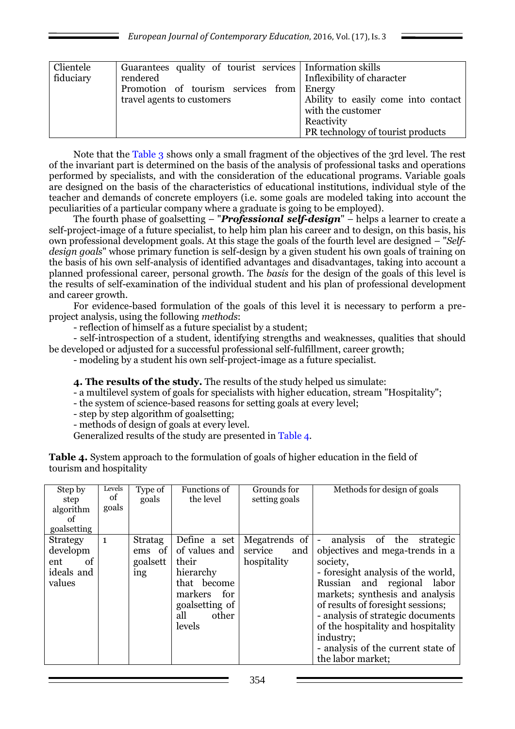| Clientele fiduciary | Guarantees quality of tourist services rendered<br>Promotion of tourism services from travel agents to customers | Information skills<br>Inflexibility of character<br>Energy<br>Ability to easily come into contact with the customer<br>Reactivity<br>PR technology of tourist products |
|---|---|---|

Note that the Table 3 shows only a small fragment of the objectives of the 3rd level. The rest of the invariant part is determined on the basis of the analysis of professional tasks and operations performed by specialists, and with the consideration of the educational programs. Variable goals are designed on the basis of the characteristics of educational institutions, individual style of the teacher and demands of concrete employers (i.e. some goals are modeled taking into account the peculiarities of a particular company where a graduate is going to be employed).

The fourth phase of goalsetting – "***Professional self-design***" – helps a learner to create a self-project-image of a future specialist, to help him plan his career and to design, on this basis, his own professional development goals. At this stage the goals of the fourth level are designed – "*Self-design goals*" whose primary function is self-design by a given student his own goals of training on the basis of his own self-analysis of identified advantages and disadvantages, taking into account a planned professional career, personal growth. The *basis* for the design of the goals of this level is the results of self-examination of the individual student and his plan of professional development and career growth.

For evidence-based formulation of the goals of this level it is necessary to perform a pre-project analysis, using the following *methods*:

- reflection of himself as a future specialist by a student;
- self-introspection of a student, identifying strengths and weaknesses, qualities that should be developed or adjusted for a successful professional self-fulfillment, career growth;
- modeling by a student his own self-project-image as a future specialist.

**4. The results of the study.** The results of the study helped us simulate:

- a multilevel system of goals for specialists with higher education, stream "Hospitality";
- the system of science-based reasons for setting goals at every level;
- step by step algorithm of goalsetting;
- methods of design of goals at every level.

Generalized results of the study are presented in Table 4.

**Table 4.** System approach to the formulation of goals of higher education in the field of tourism and hospitality

| Step by step algorithm of goalsetting | Levels of goals | Type of goals | Functions of the level | Grounds for setting goals | Methods for design of goals |
|---|---|---|---|---|---|
| Strategy development of ideals and values | 1 | Stratagems of goalsetting | Define a set of values and their hierarchy that become markers for goalsetting of all other levels | Megatrends of service and hospitality | - analysis of the strategic objectives and mega-trends in a society,<br>- foresight analysis of the world, Russian and regional labor markets; synthesis and analysis of results of foresight sessions;<br>- analysis of strategic documents of the hospitality and hospitality industry;<br>- analysis of the current state of the labor market; |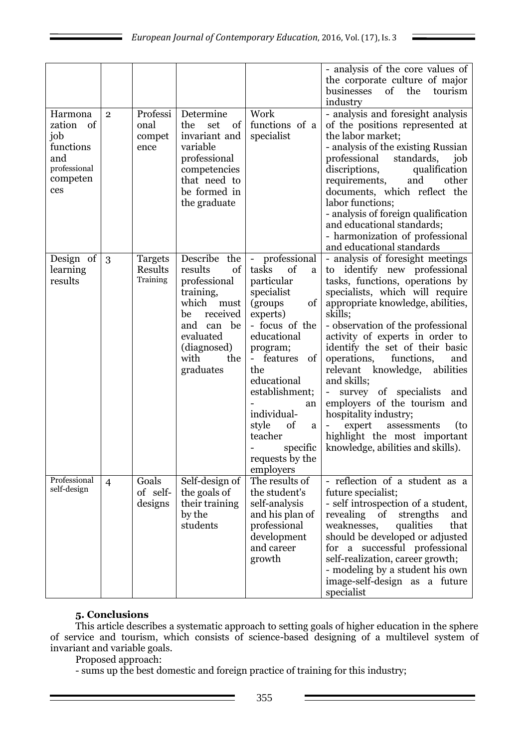| | | | | | - analysis of the core values of the corporate culture of major businesses of the tourism industry |
|---|---|---|---|---|---|
| Harmonazation of job functions and professional competences | 2 | Professional competence | Determine the set of invariant and variable professional competencies that need to be formed in the graduate | Work functions of a specialist | - analysis and foresight analysis of the positions represented at the labor market;<br>- analysis of the existing Russian professional standards, job discriptions, qualification requirements, and other documents, which reflect the labor functions;<br>- analysis of foreign qualification and educational standards;<br>- harmonization of professional and educational standards |
| Design of learning results | 3 | Targets Results Training | Describe the results of professional training, which must be received and can be evaluated (diagnosed) with the graduates | - professional tasks of a particular specialist (groups of experts)<br>- focus of the educational program;<br>- features of the educational establishment;<br>- an individual-style of a teacher<br>- specific requests by the employers | - analysis of foresight meetings to identify new professional tasks, functions, operations by specialists, which will require appropriate knowledge, abilities, skills;<br>- observation of the professional activity of experts in order to identify the set of their basic operations, functions, and relevant knowledge, abilities and skills;<br>- survey of specialists and employers of the tourism and hospitality industry;<br>- expert assessments (to highlight the most important knowledge, abilities and skills). |
| Professional self-design | 4 | Goals of self-designs | Self-design of the goals of their training by the students | The results of the student's self-analysis and his plan of professional development and career growth | - reflection of a student as a future specialist;<br>- self introspection of a student, revealing of strengths and weaknesses, qualities that should be developed or adjusted for a successful professional self-realization, career growth;<br>- modeling by a student his own image-self-design as a future specialist |

### 5. Conclusions

This article describes a systematic approach to setting goals of higher education in the sphere of service and tourism, which consists of science-based designing of a multilevel system of invariant and variable goals.

Proposed approach:

- sums up the best domestic and foreign practice of training for this industry;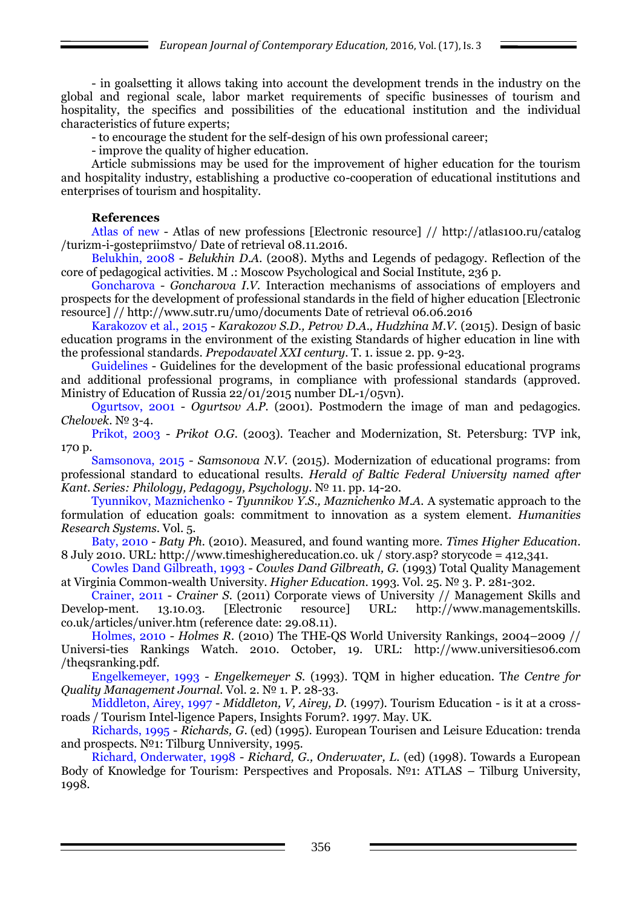- in goalsetting it allows taking into account the development trends in the industry on the global and regional scale, labor market requirements of specific businesses of tourism and hospitality, the specifics and possibilities of the educational institution and the individual characteristics of future experts;

- to encourage the student for the self-design of his own professional career;

- improve the quality of higher education.

Article submissions may be used for the improvement of higher education for the tourism and hospitality industry, establishing a productive co-cooperation of educational institutions and enterprises of tourism and hospitality.

**References**

Atlas of new - Atlas of new professions [Electronic resource] // http://atlas100.ru/catalog /turizm-i-gostepriimstvo/ Date of retrieval 08.11.2016.

Belukhin, 2008 - *Belukhin D.A.* (2008). Myths and Legends of pedagogy. Reflection of the core of pedagogical activities. M .: Moscow Psychological and Social Institute, 236 p.

Goncharova - *Goncharova I.V.* Interaction mechanisms of associations of employers and prospects for the development of professional standards in the field of higher education [Electronic resource] // http://www.sutr.ru/umo/documents Date of retrieval 06.06.2016

Karakozov et al., 2015 - *Karakozov S.D., Petrov D.A., Hudzhina M.V.* (2015). Design of basic education programs in the environment of the existing Standards of higher education in line with the professional standards. *Prepodavatel XXI century*. T. 1. issue 2. pp. 9-23.

Guidelines - Guidelines for the development of the basic professional educational programs and additional professional programs, in compliance with professional standards (approved. Ministry of Education of Russia 22/01/2015 number DL-1/05vn).

Ogurtsov, 2001 - *Ogurtsov A.P.* (2001). Postmodern the image of man and pedagogics. *Chelovek*. № 3-4.

Prikot, 2003 - *Prikot O.G.* (2003). Teacher and Modernization, St. Petersburg: TVP ink, 170 p.

Samsonova, 2015 - *Samsonova N.V.* (2015). Modernization of educational programs: from professional standard to educational results. *Herald of Baltic Federal University named after Kant. Series: Philology, Pedagogy, Psychology*. № 11. pp. 14-20.

Tyunnikov, Maznichenko - *Tyunnikov Y.S., Maznichenko M.A.* A systematic approach to the formulation of education goals: commitment to innovation as a system element. *Humanities Research Systems*. Vol. 5.

Baty, 2010 - *Baty Ph.* (2010). Measured, and found wanting more. *Times Higher Education*. 8 July 2010. URL: http://www.timeshighereducation.co. uk / story.asp? storycode = 412,341.

Cowles Dand Gilbreath, 1993 - *Cowles Dand Gilbreath, G.* (1993) Total Quality Management at Virginia Common-wealth University. *Higher Education*. 1993. Vol. 25. № 3. P. 281-302.

Crainer, 2011 - *Crainer S.* (2011) Corporate views of University // Management Skills and Develop-ment. 13.10.03. [Electronic resource] URL: http://www.managementskills. co.uk/articles/univer.htm (reference date: 29.08.11).

Holmes, 2010 - *Holmes R.* (2010) The THE-QS World University Rankings, 2004–2009 // Universi-ties Rankings Watch. 2010. October, 19. URL: http://www.universities06.com /theqsranking.pdf.

Engelkemeyer, 1993 - *Engelkemeyer S.* (1993). TQM in higher education. T*he Centre for Quality Management Journal*. Vol. 2. № 1. P. 28-33.

Middleton, Airey, 1997 - *Middleton, V, Airey, D.* (1997). Tourism Education - is it at a cross-roads / Tourism Intel-ligence Papers, Insights Forum?. 1997. May. UK.

Richards, 1995 - *Richards, G.* (ed) (1995). European Tourisen and Leisure Education: trenda and prospects. №1: Tilburg Unniversity, 1995.

Richard, Onderwater, 1998 - *Richard, G., Onderwater, L.* (ed) (1998). Towards a European Body of Knowledge for Tourism: Perspectives and Proposals. №1: ATLAS – Tilburg University, 1998.